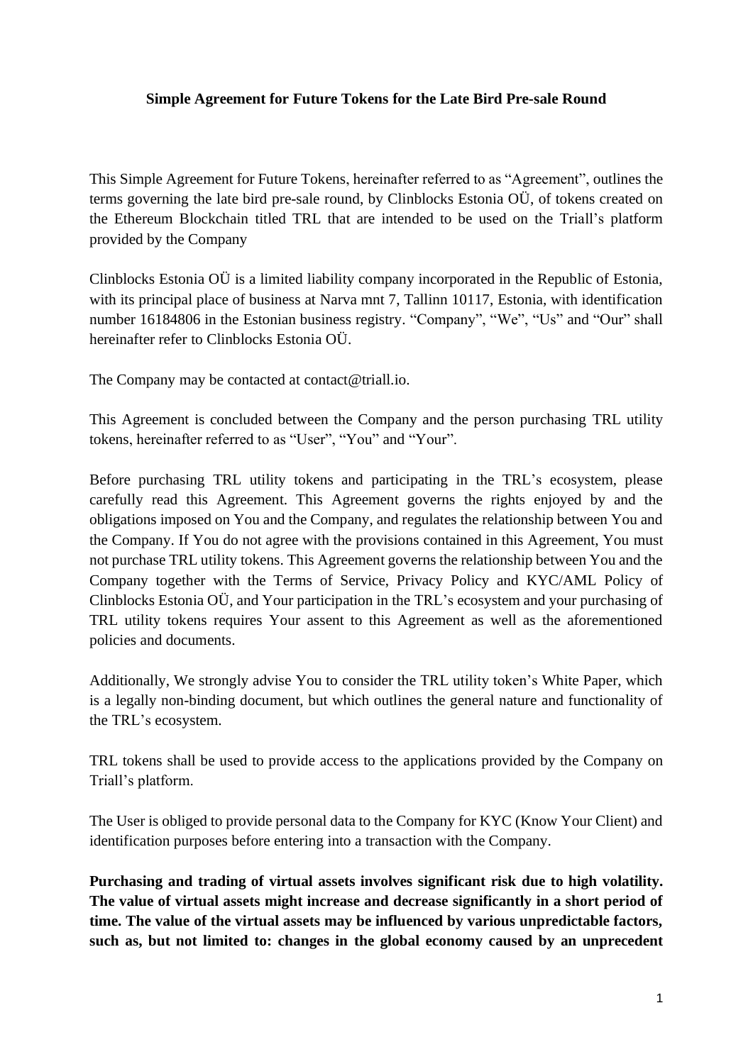**Simple Agreement for Future Tokens for the Late Bird Pre-sale Round**

This Simple Agreement for Future Tokens, hereinafter referred to as "Agreement", outlines the terms governing the late bird pre-sale round, by Clinblocks Estonia OÜ, of tokens created on the Ethereum Blockchain titled TRL that are intended to be used on the Triall's platform provided by the Company

Clinblocks Estonia OÜ is a limited liability company incorporated in the Republic of Estonia, with its principal place of business at Narva mnt 7, Tallinn 10117, Estonia, with identification number 16184806 in the Estonian business registry. "Company", "We", "Us" and "Our" shall hereinafter refer to Clinblocks Estonia OÜ.

The Company may be contacted at contact@triall.io.

This Agreement is concluded between the Company and the person purchasing TRL utility tokens, hereinafter referred to as "User", "You" and "Your".

Before purchasing TRL utility tokens and participating in the TRL's ecosystem, please carefully read this Agreement. This Agreement governs the rights enjoyed by and the obligations imposed on You and the Company, and regulates the relationship between You and the Company. If You do not agree with the provisions contained in this Agreement, You must not purchase TRL utility tokens. This Agreement governs the relationship between You and the Company together with the Terms of Service, Privacy Policy and KYC/AML Policy of Clinblocks Estonia OÜ, and Your participation in the TRL's ecosystem and your purchasing of TRL utility tokens requires Your assent to this Agreement as well as the aforementioned policies and documents.

Additionally, We strongly advise You to consider the TRL utility token's White Paper, which is a legally non-binding document, but which outlines the general nature and functionality of the TRL's ecosystem.

TRL tokens shall be used to provide access to the applications provided by the Company on Triall's platform.

The User is obliged to provide personal data to the Company for KYC (Know Your Client) and identification purposes before entering into a transaction with the Company.

**Purchasing and trading of virtual assets involves significant risk due to high volatility. The value of virtual assets might increase and decrease significantly in a short period of time. The value of the virtual assets may be influenced by various unpredictable factors, such as, but not limited to: changes in the global economy caused by an unprecedent**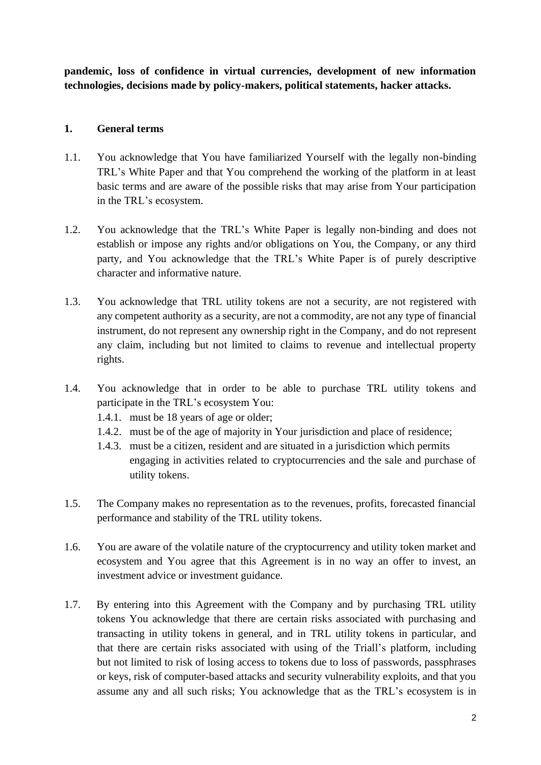**pandemic, loss of confidence in virtual currencies, development of new information technologies, decisions made by policy-makers, political statements, hacker attacks.**

## 1. General terms

1.1. You acknowledge that You have familiarized Yourself with the legally non-binding TRL's White Paper and that You comprehend the working of the platform in at least basic terms and are aware of the possible risks that may arise from Your participation in the TRL's ecosystem.

1.2. You acknowledge that the TRL's White Paper is legally non-binding and does not establish or impose any rights and/or obligations on You, the Company, or any third party, and You acknowledge that the TRL's White Paper is of purely descriptive character and informative nature.

1.3. You acknowledge that TRL utility tokens are not a security, are not registered with any competent authority as a security, are not a commodity, are not any type of financial instrument, do not represent any ownership right in the Company, and do not represent any claim, including but not limited to claims to revenue and intellectual property rights.

1.4. You acknowledge that in order to be able to purchase TRL utility tokens and participate in the TRL's ecosystem You:

- 1.4.1. must be 18 years of age or older;
- 1.4.2. must be of the age of majority in Your jurisdiction and place of residence;
- 1.4.3. must be a citizen, resident and are situated in a jurisdiction which permits engaging in activities related to cryptocurrencies and the sale and purchase of utility tokens.

1.5. The Company makes no representation as to the revenues, profits, forecasted financial performance and stability of the TRL utility tokens.

1.6. You are aware of the volatile nature of the cryptocurrency and utility token market and ecosystem and You agree that this Agreement is in no way an offer to invest, an investment advice or investment guidance.

1.7. By entering into this Agreement with the Company and by purchasing TRL utility tokens You acknowledge that there are certain risks associated with purchasing and transacting in utility tokens in general, and in TRL utility tokens in particular, and that there are certain risks associated with using of the Triall's platform, including but not limited to risk of losing access to tokens due to loss of passwords, passphrases or keys, risk of computer-based attacks and security vulnerability exploits, and that you assume any and all such risks; You acknowledge that as the TRL's ecosystem is in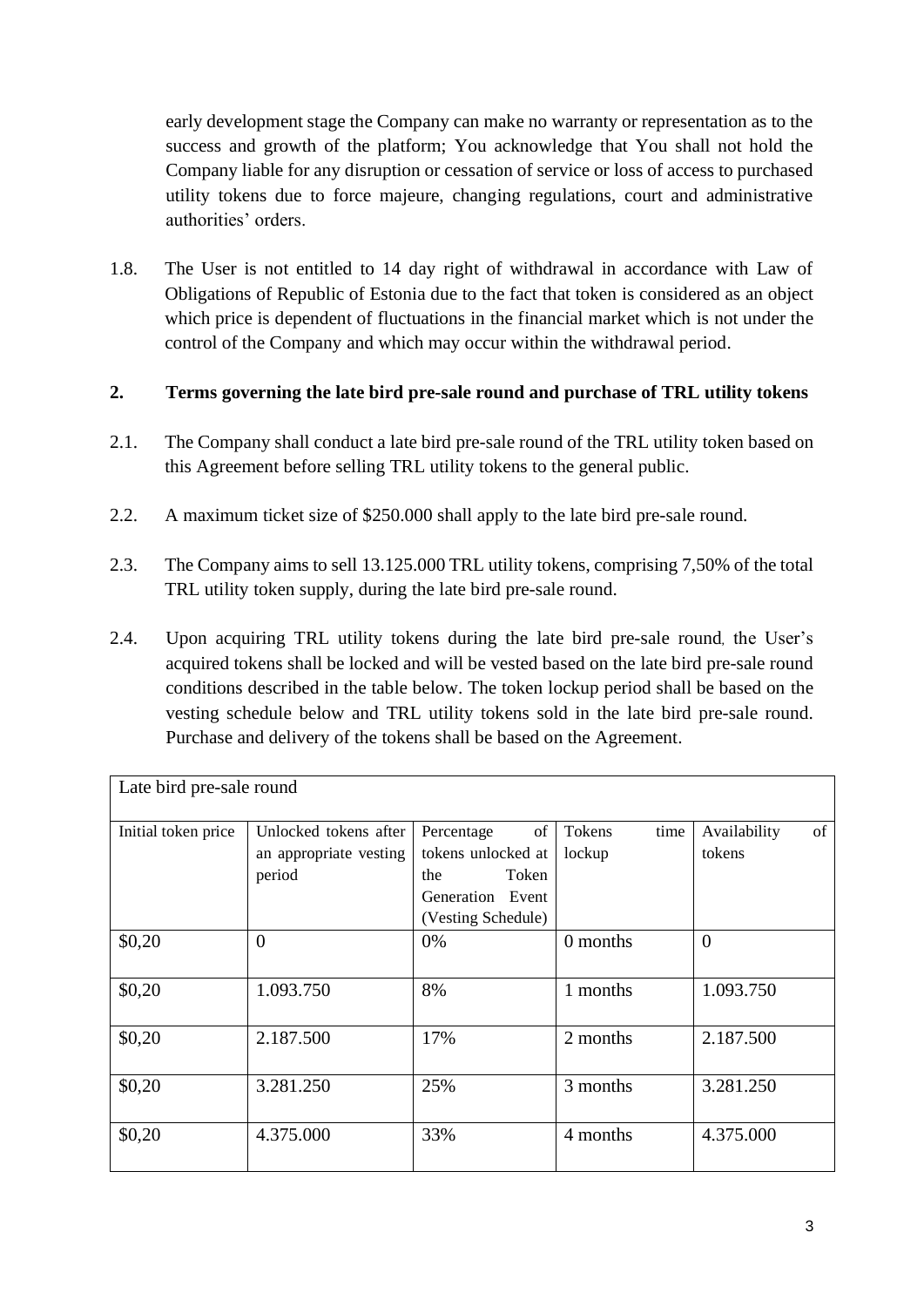early development stage the Company can make no warranty or representation as to the success and growth of the platform; You acknowledge that You shall not hold the Company liable for any disruption or cessation of service or loss of access to purchased utility tokens due to force majeure, changing regulations, court and administrative authorities' orders.

1.8. The User is not entitled to 14 day right of withdrawal in accordance with Law of Obligations of Republic of Estonia due to the fact that token is considered as an object which price is dependent of fluctuations in the financial market which is not under the control of the Company and which may occur within the withdrawal period.

## 2. Terms governing the late bird pre-sale round and purchase of TRL utility tokens

2.1. The Company shall conduct a late bird pre-sale round of the TRL utility token based on this Agreement before selling TRL utility tokens to the general public.

2.2. A maximum ticket size of $250.000 shall apply to the late bird pre-sale round.

2.3. The Company aims to sell 13.125.000 TRL utility tokens, comprising 7,50% of the total TRL utility token supply, during the late bird pre-sale round.

2.4. Upon acquiring TRL utility tokens during the late bird pre-sale round, the User's acquired tokens shall be locked and will be vested based on the late bird pre-sale round conditions described in the table below. The token lockup period shall be based on the vesting schedule below and TRL utility tokens sold in the late bird pre-sale round. Purchase and delivery of the tokens shall be based on the Agreement.

| Late bird pre-sale round | | | | |
|---|---|---|---|---|
| Initial token price | Unlocked tokens after an appropriate vesting period | Percentage of tokens unlocked at the Token Generation Event (Vesting Schedule) | Tokens time lockup | Availability of tokens |
| $0,20 | 0 | 0% | 0 months | 0 |
| $0,20 | 1.093.750 | 8% | 1 months | 1.093.750 |
| $0,20 | 2.187.500 | 17% | 2 months | 2.187.500 |
| $0,20 | 3.281.250 | 25% | 3 months | 3.281.250 |
| $0,20 | 4.375.000 | 33% | 4 months | 4.375.000 |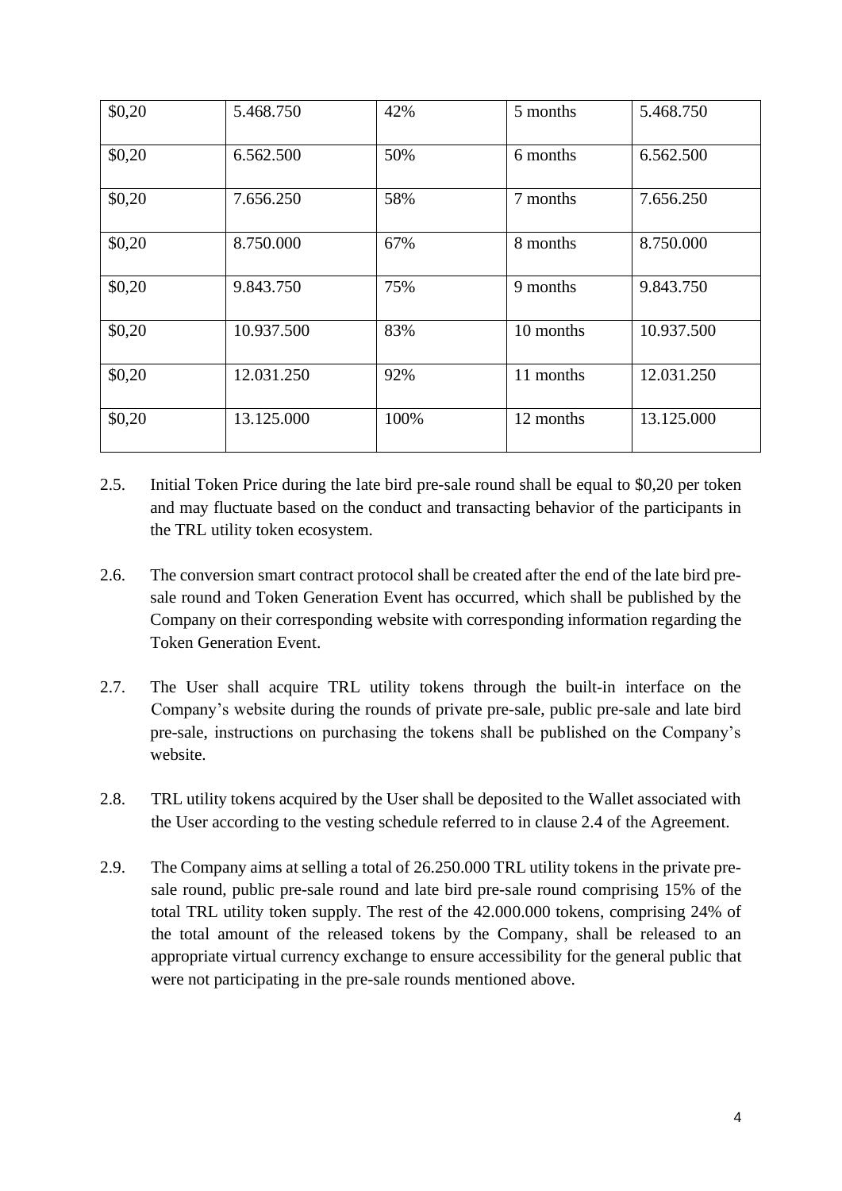| | | | | |
|---|---|---|---|---|
| $0,20 | 5.468.750 | 42% | 5 months | 5.468.750 |
| $0,20 | 6.562.500 | 50% | 6 months | 6.562.500 |
| $0,20 | 7.656.250 | 58% | 7 months | 7.656.250 |
| $0,20 | 8.750.000 | 67% | 8 months | 8.750.000 |
| $0,20 | 9.843.750 | 75% | 9 months | 9.843.750 |
| $0,20 | 10.937.500 | 83% | 10 months | 10.937.500 |
| $0,20 | 12.031.250 | 92% | 11 months | 12.031.250 |
| $0,20 | 13.125.000 | 100% | 12 months | 13.125.000 |

2.5. Initial Token Price during the late bird pre-sale round shall be equal to $0,20 per token and may fluctuate based on the conduct and transacting behavior of the participants in the TRL utility token ecosystem.

2.6. The conversion smart contract protocol shall be created after the end of the late bird pre-sale round and Token Generation Event has occurred, which shall be published by the Company on their corresponding website with corresponding information regarding the Token Generation Event.

2.7. The User shall acquire TRL utility tokens through the built-in interface on the Company's website during the rounds of private pre-sale, public pre-sale and late bird pre-sale, instructions on purchasing the tokens shall be published on the Company's website.

2.8. TRL utility tokens acquired by the User shall be deposited to the Wallet associated with the User according to the vesting schedule referred to in clause 2.4 of the Agreement.

2.9. The Company aims at selling a total of 26.250.000 TRL utility tokens in the private pre-sale round, public pre-sale round and late bird pre-sale round comprising 15% of the total TRL utility token supply. The rest of the 42.000.000 tokens, comprising 24% of the total amount of the released tokens by the Company, shall be released to an appropriate virtual currency exchange to ensure accessibility for the general public that were not participating in the pre-sale rounds mentioned above.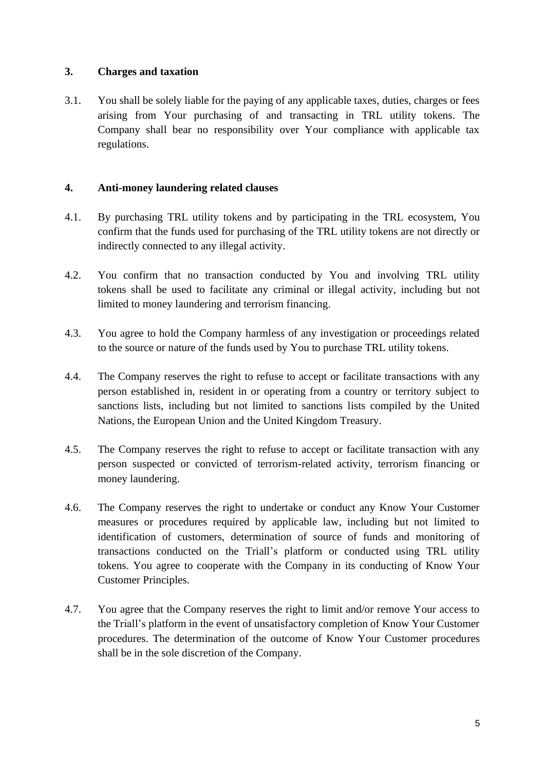## 3. Charges and taxation

3.1. You shall be solely liable for the paying of any applicable taxes, duties, charges or fees arising from Your purchasing of and transacting in TRL utility tokens. The Company shall bear no responsibility over Your compliance with applicable tax regulations.

## 4. Anti-money laundering related clauses

4.1. By purchasing TRL utility tokens and by participating in the TRL ecosystem, You confirm that the funds used for purchasing of the TRL utility tokens are not directly or indirectly connected to any illegal activity.

4.2. You confirm that no transaction conducted by You and involving TRL utility tokens shall be used to facilitate any criminal or illegal activity, including but not limited to money laundering and terrorism financing.

4.3. You agree to hold the Company harmless of any investigation or proceedings related to the source or nature of the funds used by You to purchase TRL utility tokens.

4.4. The Company reserves the right to refuse to accept or facilitate transactions with any person established in, resident in or operating from a country or territory subject to sanctions lists, including but not limited to sanctions lists compiled by the United Nations, the European Union and the United Kingdom Treasury.

4.5. The Company reserves the right to refuse to accept or facilitate transaction with any person suspected or convicted of terrorism-related activity, terrorism financing or money laundering.

4.6. The Company reserves the right to undertake or conduct any Know Your Customer measures or procedures required by applicable law, including but not limited to identification of customers, determination of source of funds and monitoring of transactions conducted on the Triall's platform or conducted using TRL utility tokens. You agree to cooperate with the Company in its conducting of Know Your Customer Principles.

4.7. You agree that the Company reserves the right to limit and/or remove Your access to the Triall's platform in the event of unsatisfactory completion of Know Your Customer procedures. The determination of the outcome of Know Your Customer procedures shall be in the sole discretion of the Company.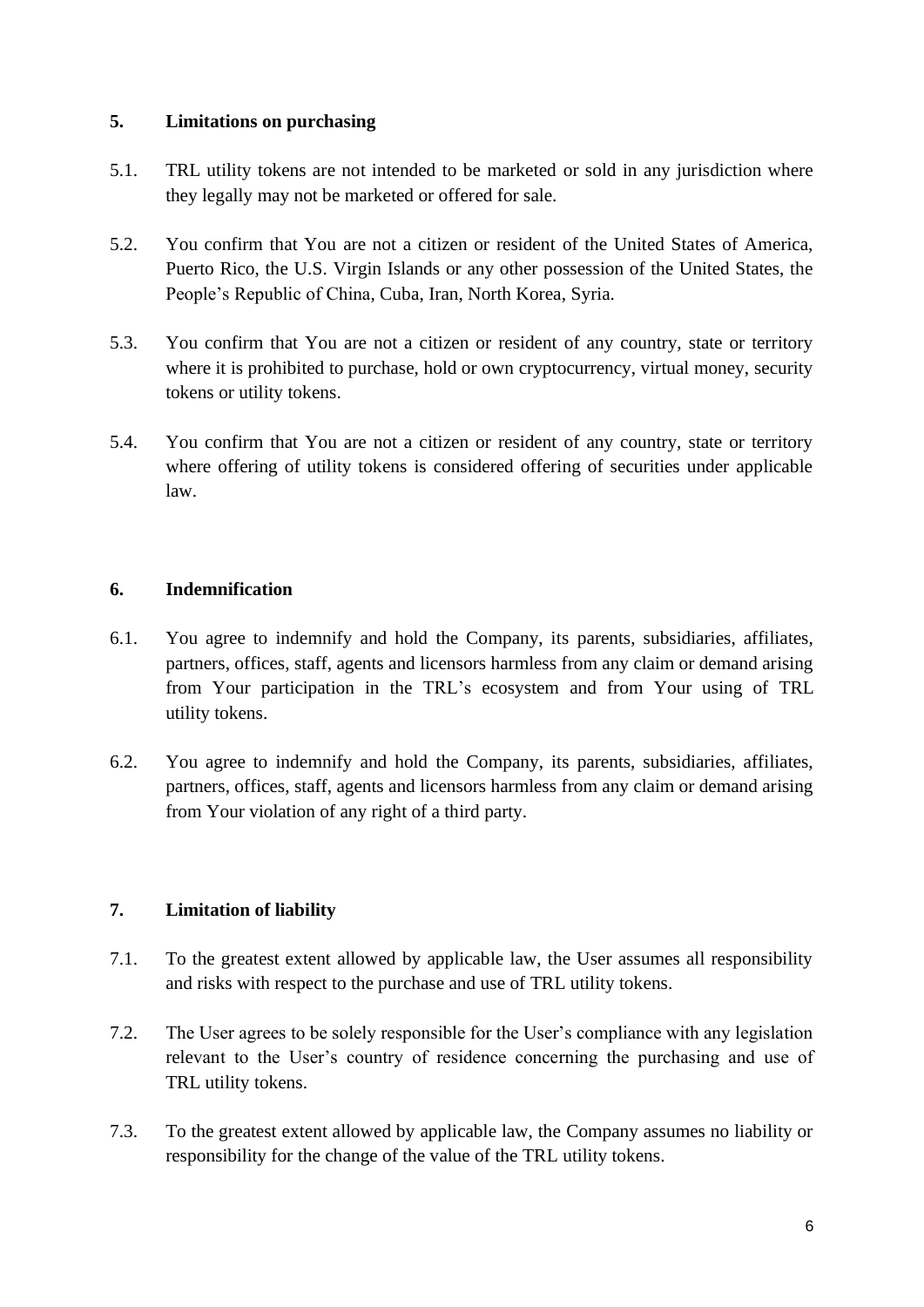## 5. Limitations on purchasing

5.1. TRL utility tokens are not intended to be marketed or sold in any jurisdiction where they legally may not be marketed or offered for sale.

5.2. You confirm that You are not a citizen or resident of the United States of America, Puerto Rico, the U.S. Virgin Islands or any other possession of the United States, the People's Republic of China, Cuba, Iran, North Korea, Syria.

5.3. You confirm that You are not a citizen or resident of any country, state or territory where it is prohibited to purchase, hold or own cryptocurrency, virtual money, security tokens or utility tokens.

5.4. You confirm that You are not a citizen or resident of any country, state or territory where offering of utility tokens is considered offering of securities under applicable law.

## 6. Indemnification

6.1. You agree to indemnify and hold the Company, its parents, subsidiaries, affiliates, partners, offices, staff, agents and licensors harmless from any claim or demand arising from Your participation in the TRL's ecosystem and from Your using of TRL utility tokens.

6.2. You agree to indemnify and hold the Company, its parents, subsidiaries, affiliates, partners, offices, staff, agents and licensors harmless from any claim or demand arising from Your violation of any right of a third party.

## 7. Limitation of liability

7.1. To the greatest extent allowed by applicable law, the User assumes all responsibility and risks with respect to the purchase and use of TRL utility tokens.

7.2. The User agrees to be solely responsible for the User's compliance with any legislation relevant to the User's country of residence concerning the purchasing and use of TRL utility tokens.

7.3. To the greatest extent allowed by applicable law, the Company assumes no liability or responsibility for the change of the value of the TRL utility tokens.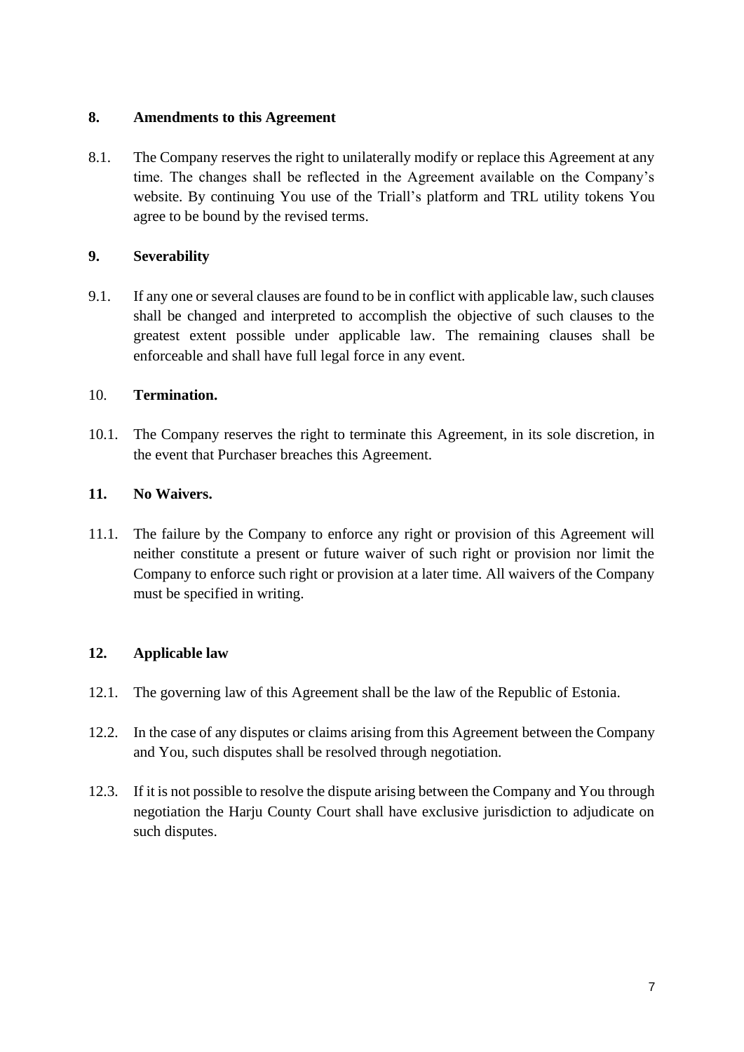## 8. Amendments to this Agreement

8.1. The Company reserves the right to unilaterally modify or replace this Agreement at any time. The changes shall be reflected in the Agreement available on the Company's website. By continuing You use of the Triall's platform and TRL utility tokens You agree to be bound by the revised terms.

## 9. Severability

9.1. If any one or several clauses are found to be in conflict with applicable law, such clauses shall be changed and interpreted to accomplish the objective of such clauses to the greatest extent possible under applicable law. The remaining clauses shall be enforceable and shall have full legal force in any event.

## 10. Termination.

10.1. The Company reserves the right to terminate this Agreement, in its sole discretion, in the event that Purchaser breaches this Agreement.

## 11. No Waivers.

11.1. The failure by the Company to enforce any right or provision of this Agreement will neither constitute a present or future waiver of such right or provision nor limit the Company to enforce such right or provision at a later time. All waivers of the Company must be specified in writing.

## 12. Applicable law

12.1. The governing law of this Agreement shall be the law of the Republic of Estonia.

12.2. In the case of any disputes or claims arising from this Agreement between the Company and You, such disputes shall be resolved through negotiation.

12.3. If it is not possible to resolve the dispute arising between the Company and You through negotiation the Harju County Court shall have exclusive jurisdiction to adjudicate on such disputes.